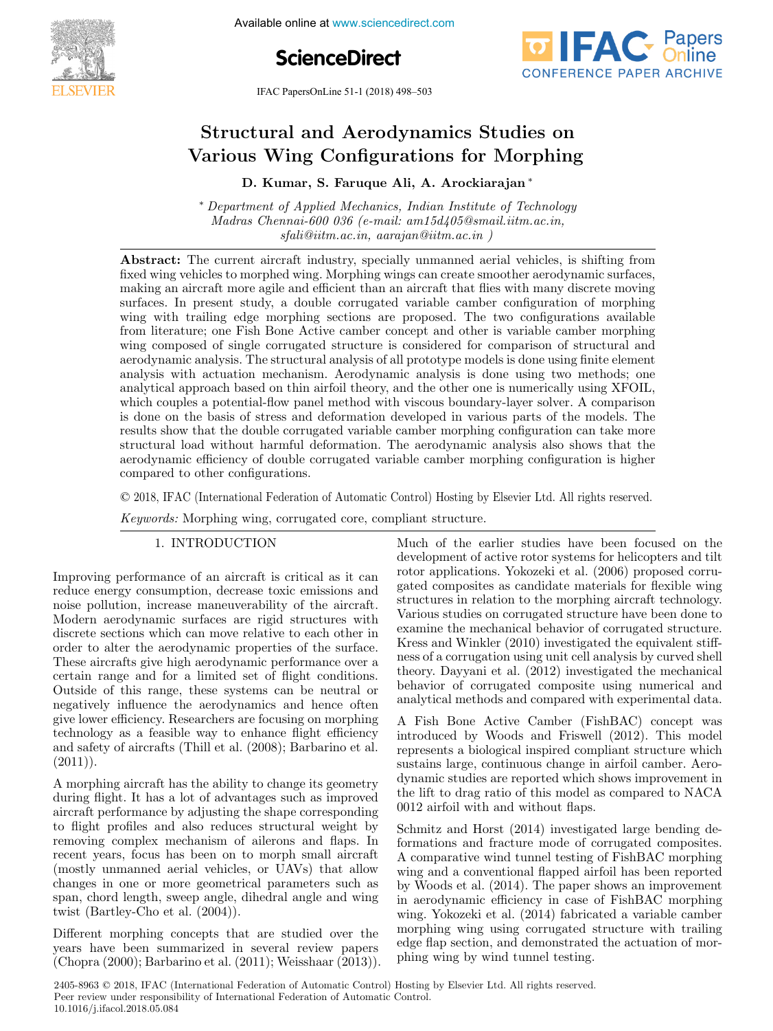# Structural and Aerodynamics Studies on Various Wing Configurations for Morphing

**D. Kumar, S. Faruque Ali, A. Arockiarajan** [*]

[*] *Department of Applied Mechanics, Indian Institute of Technology Madras Chennai-600 036 (e-mail: am15d405@smail.iitm.ac.in, sfali@iitm.ac.in, aarajan@iitm.ac.in )*

**Abstract:** The current aircraft industry, specially unmanned aerial vehicles, is shifting from fixed wing vehicles to morphed wing. Morphing wings can create smoother aerodynamic surfaces, making an aircraft more agile and efficient than an aircraft that flies with many discrete moving surfaces. In present study, a double corrugated variable camber configuration of morphing wing with trailing edge morphing sections are proposed. The two configurations available from literature; one Fish Bone Active camber concept and other is variable camber morphing wing composed of single corrugated structure is considered for comparison of structural and aerodynamic analysis. The structural analysis of all prototype models is done using finite element analysis with actuation mechanism. Aerodynamic analysis is done using two methods; one analytical approach based on thin airfoil theory, and the other one is numerically using XFOIL, which couples a potential-flow panel method with viscous boundary-layer solver. A comparison is done on the basis of stress and deformation developed in various parts of the models. The results show that the double corrugated variable camber morphing configuration can take more structural load without harmful deformation. The aerodynamic analysis also shows that the aerodynamic efficiency of double corrugated variable camber morphing configuration is higher compared to other configurations.

© 2018, IFAC (International Federation of Automatic Control) Hosting by Elsevier Ltd. All rights reserved.

*Keywords:* Morphing wing, corrugated core, compliant structure.

## 1. INTRODUCTION

Improving performance of an aircraft is critical as it can reduce energy consumption, decrease toxic emissions and noise pollution, increase maneuverability of the aircraft. Modern aerodynamic surfaces are rigid structures with discrete sections which can move relative to each other in order to alter the aerodynamic properties of the surface. These aircrafts give high aerodynamic performance over a certain range and for a limited set of flight conditions. Outside of this range, these systems can be neutral or negatively influence the aerodynamics and hence often give lower efficiency. Researchers are focusing on morphing technology as a feasible way to enhance flight efficiency and safety of aircrafts (Thill et al. (2008); Barbarino et al. (2011)).

A morphing aircraft has the ability to change its geometry during flight. It has a lot of advantages such as improved aircraft performance by adjusting the shape corresponding to flight profiles and also reduces structural weight by removing complex mechanism of ailerons and flaps. In recent years, focus has been on to morph small aircraft (mostly unmanned aerial vehicles, or UAVs) that allow changes in one or more geometrical parameters such as span, chord length, sweep angle, dihedral angle and wing twist (Bartley-Cho et al. (2004)).

Different morphing concepts that are studied over the years have been summarized in several review papers (Chopra (2000); Barbarino et al. (2011); Weisshaar (2013)). Much of the earlier studies have been focused on the development of active rotor systems for helicopters and tilt rotor applications. Yokozeki et al. (2006) proposed corrugated composites as candidate materials for flexible wing structures in relation to the morphing aircraft technology. Various studies on corrugated structure have been done to examine the mechanical behavior of corrugated structure. Kress and Winkler (2010) investigated the equivalent stiffness of a corrugation using unit cell analysis by curved shell theory. Dayyani et al. (2012) investigated the mechanical behavior of corrugated composite using numerical and analytical methods and compared with experimental data.

A Fish Bone Active Camber (FishBAC) concept was introduced by Woods and Friswell (2012). This model represents a biological inspired compliant structure which sustains large, continuous change in airfoil camber. Aerodynamic studies are reported which shows improvement in the lift to drag ratio of this model as compared to NACA 0012 airfoil with and without flaps.

Schmitz and Horst (2014) investigated large bending deformations and fracture mode of corrugated composites. A comparative wind tunnel testing of FishBAC morphing wing and a conventional flapped airfoil has been reported by Woods et al. (2014). The paper shows an improvement in aerodynamic efficiency in case of FishBAC morphing wing. Yokozeki et al. (2014) fabricated a variable camber morphing wing using corrugated structure with trailing edge flap section, and demonstrated the actuation of morphing wing by wind tunnel testing.

2405-8963 © 2018, IFAC (International Federation of Automatic Control) Hosting by Elsevier Ltd. All rights reserved.
Peer review under responsibility of International Federation of Automatic Control.
10.1016/j.ifacol.2018.05.084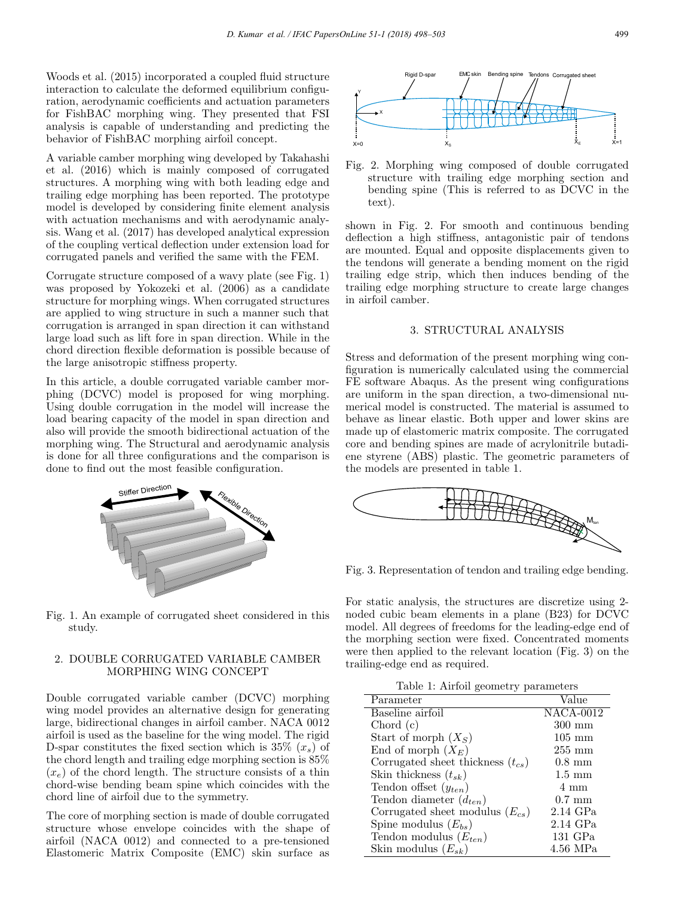Woods et al. (2015) incorporated a coupled fluid structure interaction to calculate the deformed equilibrium configuration, aerodynamic coefficients and actuation parameters for FishBAC morphing wing. They presented that FSI analysis is capable of understanding and predicting the behavior of FishBAC morphing airfoil concept.

A variable camber morphing wing developed by Takahashi et al. (2016) which is mainly composed of corrugated structures. A morphing wing with both leading edge and trailing edge morphing has been reported. The prototype model is developed by considering finite element analysis with actuation mechanisms and with aerodynamic analysis. Wang et al. (2017) has developed analytical expression of the coupling vertical deflection under extension load for corrugated panels and verified the same with the FEM.

Corrugate structure composed of a wavy plate (see Fig. 1) was proposed by Yokozeki et al. (2006) as a candidate structure for morphing wings. When corrugated structures are applied to wing structure in such a manner such that corrugation is arranged in span direction it can withstand large load such as lift fore in span direction. While in the chord direction flexible deformation is possible because of the large anisotropic stiffness property.

In this article, a double corrugated variable camber morphing (DCVC) model is proposed for wing morphing. Using double corrugation in the model will increase the load bearing capacity of the model in span direction and also will provide the smooth bidirectional actuation of the morphing wing. The Structural and aerodynamic analysis is done for all three configurations and the comparison is done to find out the most feasible configuration.

Fig. 1. An example of corrugated sheet considered in this study.

## 2. DOUBLE CORRUGATED VARIABLE CAMBER MORPHING WING CONCEPT

Double corrugated variable camber (DCVC) morphing wing model provides an alternative design for generating large, bidirectional changes in airfoil camber. NACA 0012 airfoil is used as the baseline for the wing model. The rigid D-spar constitutes the fixed section which is 35% ($x_s$) of the chord length and trailing edge morphing section is 85% ($x_e$) of the chord length. The structure consists of a thin chord-wise bending beam spine which coincides with the chord line of airfoil due to the symmetry.

The core of morphing section is made of double corrugated structure whose envelope coincides with the shape of airfoil (NACA 0012) and connected to a pre-tensioned Elastomeric Matrix Composite (EMC) skin surface as shown in Fig. 2. For smooth and continuous bending deflection a high stiffness, antagonistic pair of tendons are mounted. Equal and opposite displacements given to the tendons will generate a bending moment on the rigid trailing edge strip, which then induces bending of the trailing edge morphing structure to create large changes in airfoil camber.

Fig. 2. Morphing wing composed of double corrugated structure with trailing edge morphing section and bending spine (This is referred to as DCVC in the text).

## 3. STRUCTURAL ANALYSIS

Stress and deformation of the present morphing wing configuration is numerically calculated using the commercial FE software Abaqus. As the present wing configurations are uniform in the span direction, a two-dimensional numerical model is constructed. The material is assumed to behave as linear elastic. Both upper and lower skins are made up of elastomeric matrix composite. The corrugated core and bending spines are made of acrylonitrile butadiene styrene (ABS) plastic. The geometric parameters of the models are presented in table 1.

Fig. 3. Representation of tendon and trailing edge bending.

For static analysis, the structures are discretize using 2-noded cubic beam elements in a plane (B23) for DCVC model. All degrees of freedoms for the leading-edge end of the morphing section were fixed. Concentrated moments were then applied to the relevant location (Fig. 3) on the trailing-edge end as required.

Table 1: Airfoil geometry parameters

| Parameter | Value |
|---|---|
| Baseline airfoil | NACA-0012 |
| Chord (c) | 300 mm |
| Start of morph ($X_S$) | 105 mm |
| End of morph ($X_E$) | 255 mm |
| Corrugated sheet thickness ($t_{cs}$) | 0.8 mm |
| Skin thickness ($t_{sk}$) | 1.5 mm |
| Tendon offset ($y_{ten}$) | 4 mm |
| Tendon diameter ($d_{ten}$) | 0.7 mm |
| Corrugated sheet modulus ($E_{cs}$) | 2.14 GPa |
| Spine modulus ($E_{bs}$) | 2.14 GPa |
| Tendon modulus ($E_{ten}$) | 131 GPa |
| Skin modulus ($E_{sk}$) | 4.56 MPa |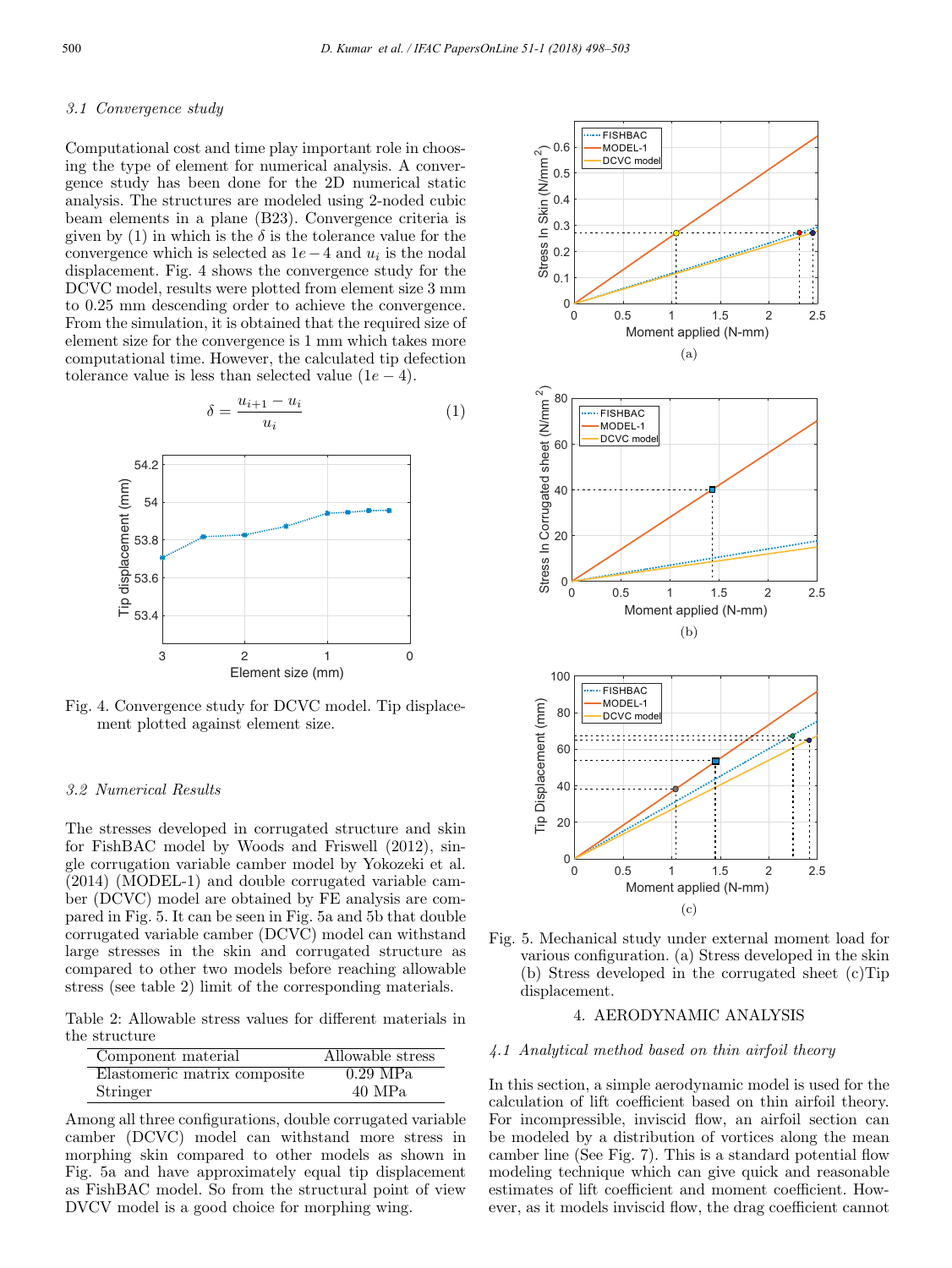### 3.1 Convergence study

Computational cost and time play important role in choosing the type of element for numerical analysis. A convergence study has been done for the 2D numerical static analysis. The structures are modeled using 2-noded cubic beam elements in a plane (B23). Convergence criteria is given by (1) in which is the $\delta$ is the tolerance value for the convergence which is selected as $1e-4$ and $u_i$ is the nodal displacement. Fig. 4 shows the convergence study for the DCVC model, results were plotted from element size 3 mm to 0.25 mm descending order to achieve the convergence. From the simulation, it is obtained that the required size of element size for the convergence is 1 mm which takes more computational time. However, the calculated tip defection tolerance value is less than selected value ($1e-4$).

$$\delta = \frac{u_{i+1} - u_i}{u_i} \tag{1}$$

Fig. 4. Convergence study for DCVC model. Tip displacement plotted against element size.

### 3.2 Numerical Results

The stresses developed in corrugated structure and skin for FishBAC model by Woods and Friswell (2012), single corrugation variable camber model by Yokozeki et al. (2014) (MODEL-1) and double corrugated variable camber (DCVC) model are obtained by FE analysis are compared in Fig. 5. It can be seen in Fig. 5a and 5b that double corrugated variable camber (DCVC) model can withstand large stresses in the skin and corrugated structure as compared to other two models before reaching allowable stress (see table 2) limit of the corresponding materials.

Table 2: Allowable stress values for different materials in the structure

| Component material | Allowable stress |
|---|---|
| Elastomeric matrix composite | 0.29 MPa |
| Stringer | 40 MPa |

Among all three configurations, double corrugated variable camber (DCVC) model can withstand more stress in morphing skin compared to other models as shown in Fig. 5a and have approximately equal tip displacement as FishBAC model. So from the structural point of view DVCV model is a good choice for morphing wing.

Fig. 5. Mechanical study under external moment load for various configuration. (a) Stress developed in the skin (b) Stress developed in the corrugated sheet (c)Tip displacement.

## 4. AERODYNAMIC ANALYSIS

### 4.1 Analytical method based on thin airfoil theory

In this section, a simple aerodynamic model is used for the calculation of lift coefficient based on thin airfoil theory. For incompressible, inviscid flow, an airfoil section can be modeled by a distribution of vortices along the mean camber line (See Fig. 7). This is a standard potential flow modeling technique which can give quick and reasonable estimates of lift coefficient and moment coefficient. However, as it models inviscid flow, the drag coefficient cannot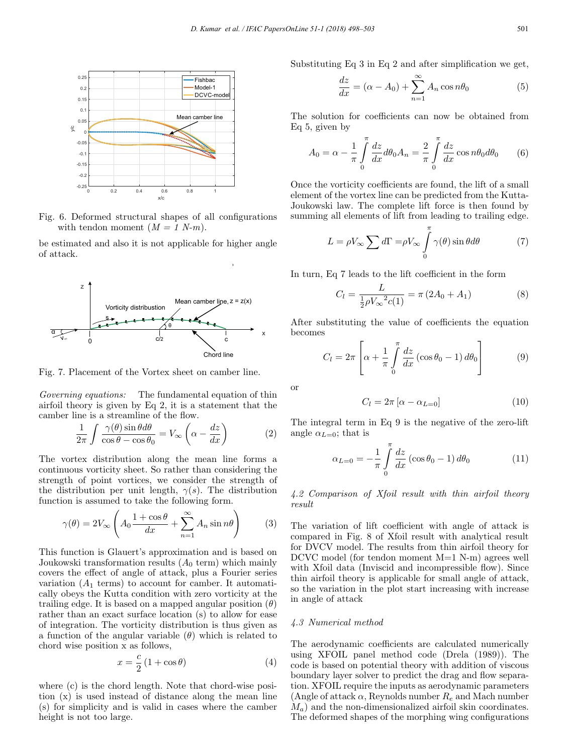Fig. 6. Deformed structural shapes of all configurations with tendon moment ($M = 1$ N-m).

be estimated and also it is not applicable for higher angle of attack.

Fig. 7. Placement of the Vortex sheet on camber line.

*Governing equations:* The fundamental equation of thin airfoil theory is given by Eq 2, it is a statement that the camber line is a streamline of the flow.

$$\frac{1}{2\pi}\int \frac{\gamma(\theta)\sin\theta d\theta}{\cos\theta - \cos\theta_0} = V_\infty\left(\alpha - \frac{dz}{dx}\right) \tag{2}$$

The vortex distribution along the mean line forms a continuous vorticity sheet. So rather than considering the strength of point vortices, we consider the strength of the distribution per unit length, $\gamma(s)$. The distribution function is assumed to take the following form.

$$\gamma(\theta) = 2V_\infty\left(A_0\frac{1+\cos\theta}{dx} + \sum_{n=1}^{\infty} A_n \sin n\theta\right) \tag{3}$$

This function is Glauert's approximation and is based on Joukowski transformation results ($A_0$ term) which mainly covers the effect of angle of attack, plus a Fourier series variation ($A_1$ terms) to account for camber. It automatically obeys the Kutta condition with zero vorticity at the trailing edge. It is based on a mapped angular position ($\theta$) rather than an exact surface location (s) to allow for ease of integration. The vorticity distribution is thus given as a function of the angular variable ($\theta$) which is related to chord wise position x as follows,

$$x = \frac{c}{2}(1+\cos\theta) \tag{4}$$

where (c) is the chord length. Note that chord-wise position (x) is used instead of distance along the mean line (s) for simplicity and is valid in cases where the camber height is not too large.

Substituting Eq 3 in Eq 2 and after simplification we get,

$$\frac{dz}{dx} = (\alpha - A_0) + \sum_{n=1}^{\infty} A_n \cos n\theta_0 \tag{5}$$

The solution for coefficients can now be obtained from Eq 5, given by

$$A_0 = \alpha - \frac{1}{\pi}\int_0^\pi \frac{dz}{dx}d\theta_0 A_n = \frac{2}{\pi}\int_0^\pi \frac{dz}{dx}\cos n\theta_0 d\theta_0 \tag{6}$$

Once the vorticity coefficients are found, the lift of a small element of the vortex line can be predicted from the Kutta-Joukowski law. The complete lift force is then found by summing all elements of lift from leading to trailing edge.

$$L = \rho V_\infty \sum d\Gamma = \rho V_\infty \int_0^\pi \gamma(\theta)\sin\theta d\theta \tag{7}$$

In turn, Eq 7 leads to the lift coefficient in the form

$$C_l = \frac{L}{\frac{1}{2}\rho {V_\infty}^2 c(1)} = \pi(2A_0 + A_1) \tag{8}$$

After substituting the value of coefficients the equation becomes

$$C_l = 2\pi\left[\alpha + \frac{1}{\pi}\int_0^\pi \frac{dz}{dx}(\cos\theta_0 - 1)d\theta_0\right] \tag{9}$$

or

$$C_l = 2\pi\left[\alpha - \alpha_{L=0}\right] \tag{10}$$

The integral term in Eq 9 is the negative of the zero-lift angle $\alpha_{L=0}$; that is

$$\alpha_{L=0} = -\frac{1}{\pi}\int_0^\pi \frac{dz}{dx}(\cos\theta_0 - 1)d\theta_0 \tag{11}$$

### 4.2 Comparison of Xfoil result with thin airfoil theory result

The variation of lift coefficient with angle of attack is compared in Fig. 8 of Xfoil result with analytical result for DVCV model. The results from thin airfoil theory for DCVC model (for tendon moment M=1 N-m) agrees well with Xfoil data (Inviscid and incompressible flow). Since thin airfoil theory is applicable for small angle of attack, so the variation in the plot start increasing with increase in angle of attack

### 4.3 Numerical method

The aerodynamic coefficients are calculated numerically using XFOIL panel method code (Drela (1989)). The code is based on potential theory with addition of viscous boundary layer solver to predict the drag and flow separation. XFOIL require the inputs as aerodynamic parameters (Angle of attack $\alpha$, Reynolds number $R_e$ and Mach number $M_a$) and the non-dimensionalized airfoil skin coordinates. The deformed shapes of the morphing wing configurations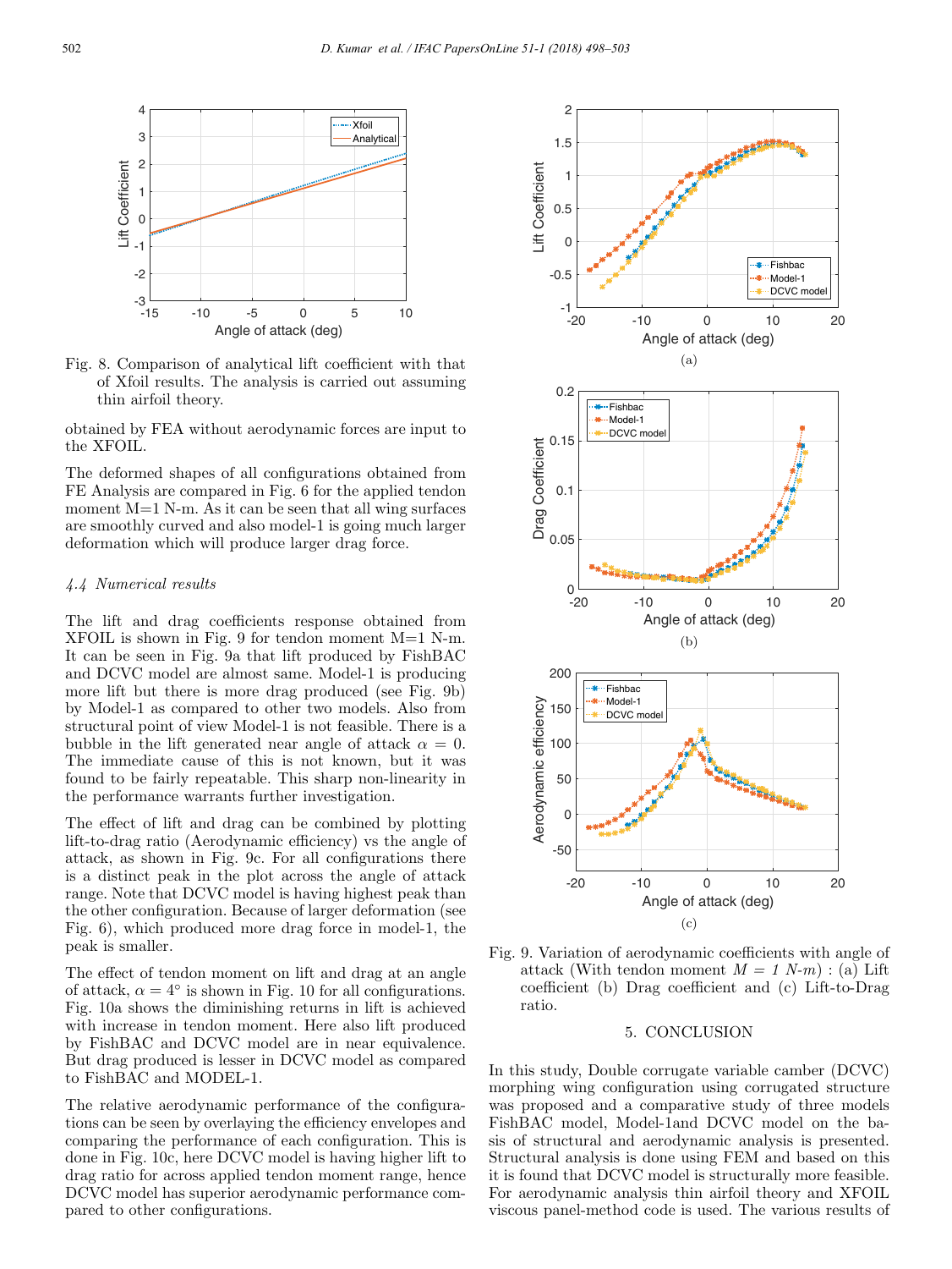Fig. 8. Comparison of analytical lift coefficient with that of Xfoil results. The analysis is carried out assuming thin airfoil theory.

obtained by FEA without aerodynamic forces are input to the XFOIL.

The deformed shapes of all configurations obtained from FE Analysis are compared in Fig. 6 for the applied tendon moment M=1 N-m. As it can be seen that all wing surfaces are smoothly curved and also model-1 is going much larger deformation which will produce larger drag force.

### *4.4 Numerical results*

The lift and drag coefficients response obtained from XFOIL is shown in Fig. 9 for tendon moment M=1 N-m. It can be seen in Fig. 9a that lift produced by FishBAC and DCVC model are almost same. Model-1 is producing more lift but there is more drag produced (see Fig. 9b) by Model-1 as compared to other two models. Also from structural point of view Model-1 is not feasible. There is a bubble in the lift generated near angle of attack $\alpha = 0$. The immediate cause of this is not known, but it was found to be fairly repeatable. This sharp non-linearity in the performance warrants further investigation.

The effect of lift and drag can be combined by plotting lift-to-drag ratio (Aerodynamic efficiency) vs the angle of attack, as shown in Fig. 9c. For all configurations there is a distinct peak in the plot across the angle of attack range. Note that DCVC model is having highest peak than the other configuration. Because of larger deformation (see Fig. 6), which produced more drag force in model-1, the peak is smaller.

The effect of tendon moment on lift and drag at an angle of attack, $\alpha = 4°$ is shown in Fig. 10 for all configurations. Fig. 10a shows the diminishing returns in lift is achieved with increase in tendon moment. Here also lift produced by FishBAC and DCVC model are in near equivalence. But drag produced is lesser in DCVC model as compared to FishBAC and MODEL-1.

The relative aerodynamic performance of the configurations can be seen by overlaying the efficiency envelopes and comparing the performance of each configuration. This is done in Fig. 10c, here DCVC model is having higher lift to drag ratio for across applied tendon moment range, hence DCVC model has superior aerodynamic performance compared to other configurations.

Fig. 9. Variation of aerodynamic coefficients with angle of attack (With tendon moment $M = 1$ *N-m*) : (a) Lift coefficient (b) Drag coefficient and (c) Lift-to-Drag ratio.

## 5. CONCLUSION

In this study, Double corrugate variable camber (DCVC) morphing wing configuration using corrugated structure was proposed and a comparative study of three models FishBAC model, Model-1and DCVC model on the basis of structural and aerodynamic analysis is presented. Structural analysis is done using FEM and based on this it is found that DCVC model is structurally more feasible. For aerodynamic analysis thin airfoil theory and XFOIL viscous panel-method code is used. The various results of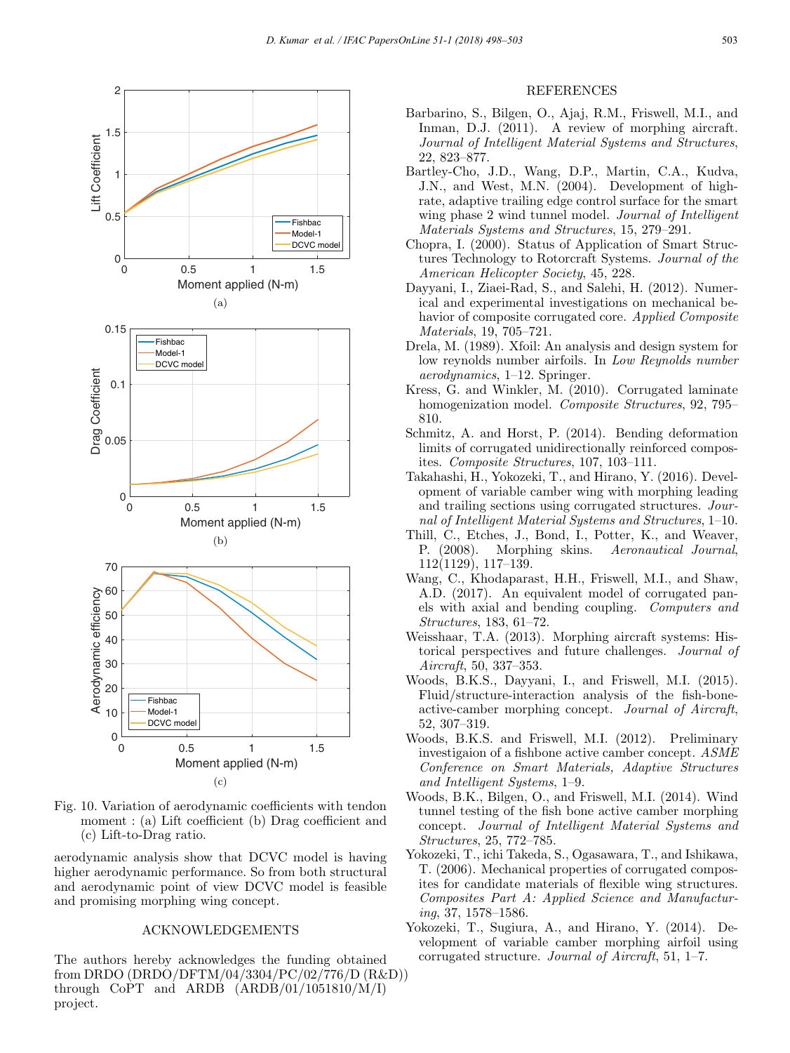Lift Coefficient

2

1.5

1

0.5

0

0

0.5

1

1.5

Moment applied (N-m)

Fishbac

Model-1

DCVC model

(a)

Drag Coefficient

0.15

0.1

0.05

0

0

0.5

1

1.5

Moment applied (N-m)

Fishbac

Model-1

DCVC model

(b)

Aerodynamic efficiency

70

60

50

40

30

20

10

0

0

0.5

1

1.5

Moment applied (N-m)

Fishbac

Model-1

DCVC model

(c)

Fig. 10. Variation of aerodynamic coefficients with tendon moment : (a) Lift coefficient (b) Drag coefficient and (c) Lift-to-Drag ratio.

aerodynamic analysis show that DCVC model is having higher aerodynamic performance. So from both structural and aerodynamic point of view DCVC model is feasible and promising morphing wing concept.

## ACKNOWLEDGEMENTS

The authors hereby acknowledges the funding obtained from DRDO (DRDO/DFTM/04/3304/PC/02/776/D (R&D)) through CoPT and ARDB (ARDB/01/1051810/M/I) project.

## REFERENCES

Barbarino, S., Bilgen, O., Ajaj, R.M., Friswell, M.I., and Inman, D.J. (2011). A review of morphing aircraft. *Journal of Intelligent Material Systems and Structures*, 22, 823–877.

Bartley-Cho, J.D., Wang, D.P., Martin, C.A., Kudva, J.N., and West, M.N. (2004). Development of high-rate, adaptive trailing edge control surface for the smart wing phase 2 wind tunnel model. *Journal of Intelligent Materials Systems and Structures*, 15, 279–291.

Chopra, I. (2000). Status of Application of Smart Structures Technology to Rotorcraft Systems. *Journal of the American Helicopter Society*, 45, 228.

Dayyani, I., Ziaei-Rad, S., and Salehi, H. (2012). Numerical and experimental investigations on mechanical behavior of composite corrugated core. *Applied Composite Materials*, 19, 705–721.

Drela, M. (1989). Xfoil: An analysis and design system for low reynolds number airfoils. In *Low Reynolds number aerodynamics*, 1–12. Springer.

Kress, G. and Winkler, M. (2010). Corrugated laminate homogenization model. *Composite Structures*, 92, 795–810.

Schmitz, A. and Horst, P. (2014). Bending deformation limits of corrugated unidirectionally reinforced composites. *Composite Structures*, 107, 103–111.

Takahashi, H., Yokozeki, T., and Hirano, Y. (2016). Development of variable camber wing with morphing leading and trailing sections using corrugated structures. *Journal of Intelligent Material Systems and Structures*, 1–10.

Thill, C., Etches, J., Bond, I., Potter, K., and Weaver, P. (2008). Morphing skins. *Aeronautical Journal*, 112(1129), 117–139.

Wang, C., Khodaparast, H.H., Friswell, M.I., and Shaw, A.D. (2017). An equivalent model of corrugated panels with axial and bending coupling. *Computers and Structures*, 183, 61–72.

Weisshaar, T.A. (2013). Morphing aircraft systems: Historical perspectives and future challenges. *Journal of Aircraft*, 50, 337–353.

Woods, B.K.S., Dayyani, I., and Friswell, M.I. (2015). Fluid/structure-interaction analysis of the fish-bone-active-camber morphing concept. *Journal of Aircraft*, 52, 307–319.

Woods, B.K.S. and Friswell, M.I. (2012). Preliminary investigaion of a fishbone active camber concept. *ASME Conference on Smart Materials, Adaptive Structures and Intelligent Systems*, 1–9.

Woods, B.K., Bilgen, O., and Friswell, M.I. (2014). Wind tunnel testing of the fish bone active camber morphing concept. *Journal of Intelligent Material Systems and Structures*, 25, 772–785.

Yokozeki, T., ichi Takeda, S., Ogasawara, T., and Ishikawa, T. (2006). Mechanical properties of corrugated composites for candidate materials of flexible wing structures. *Composites Part A: Applied Science and Manufacturing*, 37, 1578–1586.

Yokozeki, T., Sugiura, A., and Hirano, Y. (2014). Development of variable camber morphing airfoil using corrugated structure. *Journal of Aircraft*, 51, 1–7.